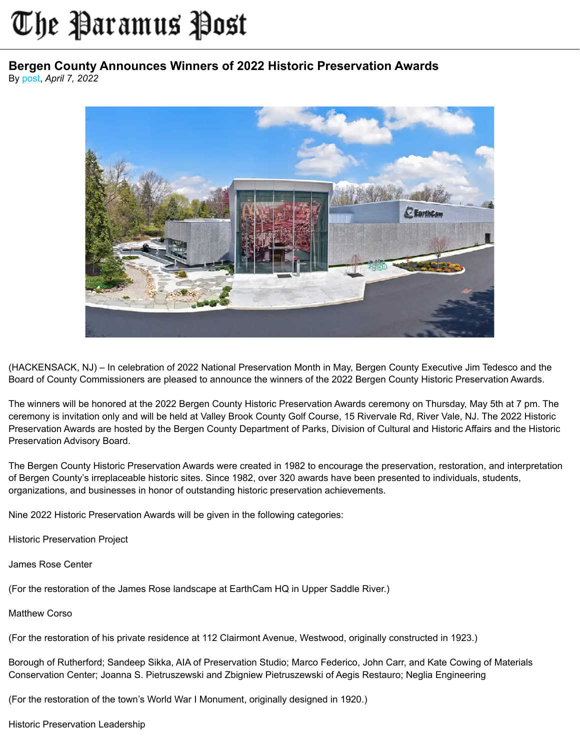# The Paramus Post

## Bergen County Announces Winners of 2022 Historic Preservation Awards

By post, *April 7, 2022*

(HACKENSACK, NJ) – In celebration of 2022 National Preservation Month in May, Bergen County Executive Jim Tedesco and the Board of County Commissioners are pleased to announce the winners of the 2022 Bergen County Historic Preservation Awards.

The winners will be honored at the 2022 Bergen County Historic Preservation Awards ceremony on Thursday, May 5th at 7 pm. The ceremony is invitation only and will be held at Valley Brook County Golf Course, 15 Rivervale Rd, River Vale, NJ. The 2022 Historic Preservation Awards are hosted by the Bergen County Department of Parks, Division of Cultural and Historic Affairs and the Historic Preservation Advisory Board.

The Bergen County Historic Preservation Awards were created in 1982 to encourage the preservation, restoration, and interpretation of Bergen County's irreplaceable historic sites. Since 1982, over 320 awards have been presented to individuals, students, organizations, and businesses in honor of outstanding historic preservation achievements.

Nine 2022 Historic Preservation Awards will be given in the following categories:

Historic Preservation Project

James Rose Center

(For the restoration of the James Rose landscape at EarthCam HQ in Upper Saddle River.)

Matthew Corso

(For the restoration of his private residence at 112 Clairmont Avenue, Westwood, originally constructed in 1923.)

Borough of Rutherford; Sandeep Sikka, AIA of Preservation Studio; Marco Federico, John Carr, and Kate Cowing of Materials Conservation Center; Joanna S. Pietruszewski and Zbigniew Pietruszewski of Aegis Restauro; Neglia Engineering

(For the restoration of the town's World War I Monument, originally designed in 1920.)

Historic Preservation Leadership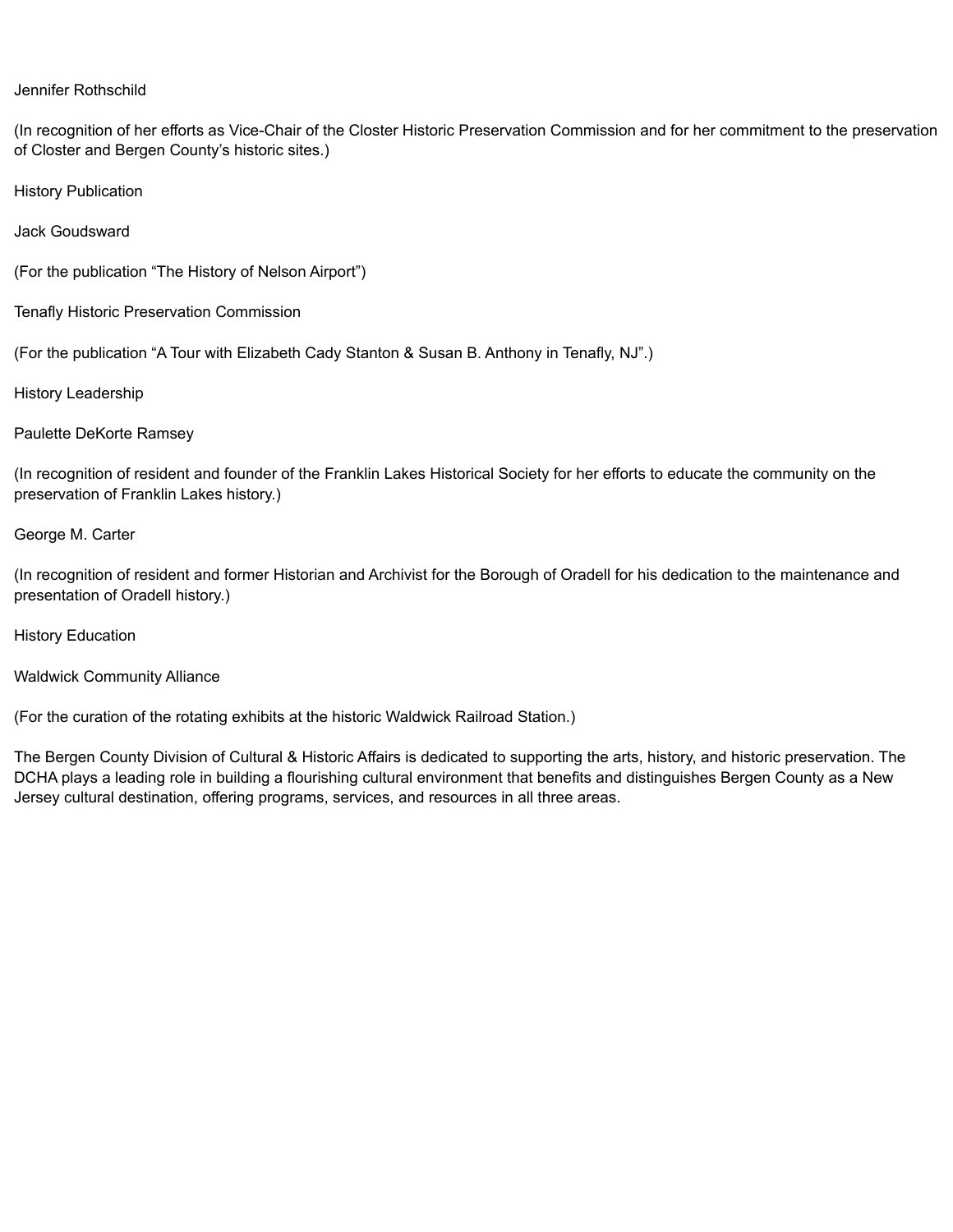Jennifer Rothschild

(In recognition of her efforts as Vice-Chair of the Closter Historic Preservation Commission and for her commitment to the preservation of Closter and Bergen County's historic sites.)

History Publication

Jack Goudsward

(For the publication "The History of Nelson Airport")

Tenafly Historic Preservation Commission

(For the publication "A Tour with Elizabeth Cady Stanton & Susan B. Anthony in Tenafly, NJ".)

History Leadership

Paulette DeKorte Ramsey

(In recognition of resident and founder of the Franklin Lakes Historical Society for her efforts to educate the community on the preservation of Franklin Lakes history.)

George M. Carter

(In recognition of resident and former Historian and Archivist for the Borough of Oradell for his dedication to the maintenance and presentation of Oradell history.)

History Education

Waldwick Community Alliance

(For the curation of the rotating exhibits at the historic Waldwick Railroad Station.)

The Bergen County Division of Cultural & Historic Affairs is dedicated to supporting the arts, history, and historic preservation. The DCHA plays a leading role in building a flourishing cultural environment that benefits and distinguishes Bergen County as a New Jersey cultural destination, offering programs, services, and resources in all three areas.